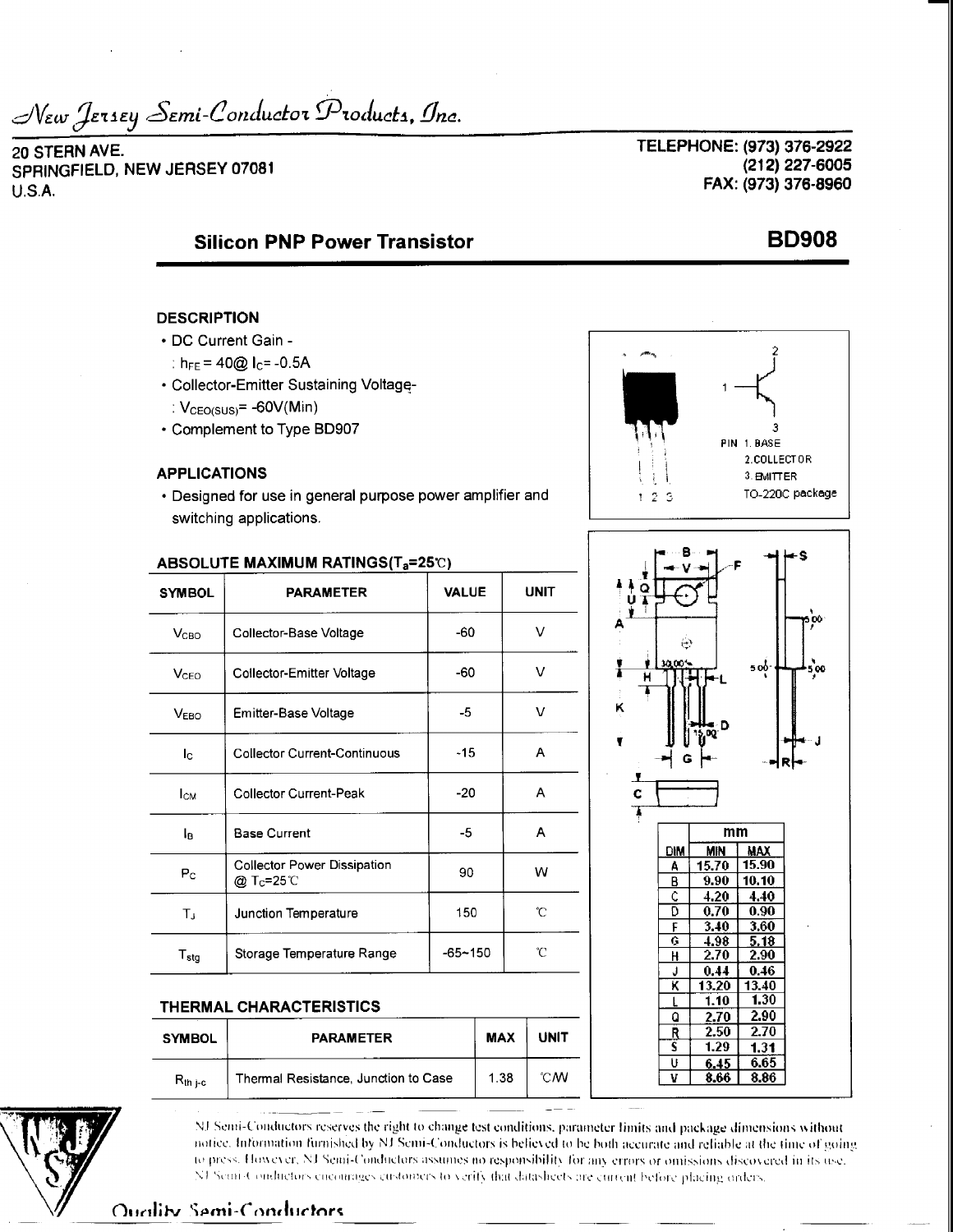*New Jersey Semi-Conductor Products, Inc.*

20 STERN AVE.
SPRINGFIELD, NEW JERSEY 07081
U.S.A.

TELEPHONE: (973) 376-2922
(212) 227-6005
FAX: (973) 376-8960

## Silicon PNP Power Transistor — BD908

### DESCRIPTION

- DC Current Gain -
  : $h_{FE}$ = 40@ $I_C$= -0.5A
- Collector-Emitter Sustaining Voltage-
  : $V_{CEO(SUS)}$= -60V(Min)
- Complement to Type BD907

### APPLICATIONS

- Designed for use in general purpose power amplifier and switching applications.

PIN 1. BASE
2. COLLECTOR
3. EMITTER
TO-220C package

### ABSOLUTE MAXIMUM RATINGS($T_a$=25℃)

| SYMBOL | PARAMETER | VALUE | UNIT |
|---|---|---|---|
| $V_{CBO}$ | Collector-Base Voltage | -60 | V |
| $V_{CEO}$ | Collector-Emitter Voltage | -60 | V |
| $V_{EBO}$ | Emitter-Base Voltage | -5 | V |
| $I_C$ | Collector Current-Continuous | -15 | A |
| $I_{CM}$ | Collector Current-Peak | -20 | A |
| $I_B$ | Base Current | -5 | A |
| $P_C$ | Collector Power Dissipation @ $T_C$=25℃ | 90 | W |
| $T_J$ | Junction Temperature | 150 | ℃ |
| $T_{stg}$ | Storage Temperature Range | -65~150 | ℃ |

### THERMAL CHARACTERISTICS

| SYMBOL | PARAMETER | MAX | UNIT |
|---|---|---|---|
| $R_{th\ j\text{-}c}$ | Thermal Resistance, Junction to Case | 1.38 | ℃/W |

| DIM | mm MIN | mm MAX |
|---|---|---|
| A | 15.70 | 15.90 |
| B | 9.90 | 10.10 |
| C | 4.20 | 4.40 |
| D | 0.70 | 0.90 |
| F | 3.40 | 3.60 |
| G | 4.98 | 5.18 |
| H | 2.70 | 2.90 |
| J | 0.44 | 0.46 |
| K | 13.20 | 13.40 |
| L | 1.10 | 1.30 |
| Q | 2.70 | 2.90 |
| R | 2.50 | 2.70 |
| S | 1.29 | 1.31 |
| U | 6.45 | 6.65 |
| V | 8.66 | 8.86 |

NJ Semi-Conductors reserves the right to change test conditions, parameter limits and package dimensions without notice. Information furnished by NJ Semi-Conductors is believed to be both accurate and reliable at the time of going to press. However, NJ Semi-Conductors assumes no responsibility for any errors or omissions discovered in its use. NJ Semi-Conductors encourages customers to verify that datasheets are current before placing orders.

Quality Semi-Conductors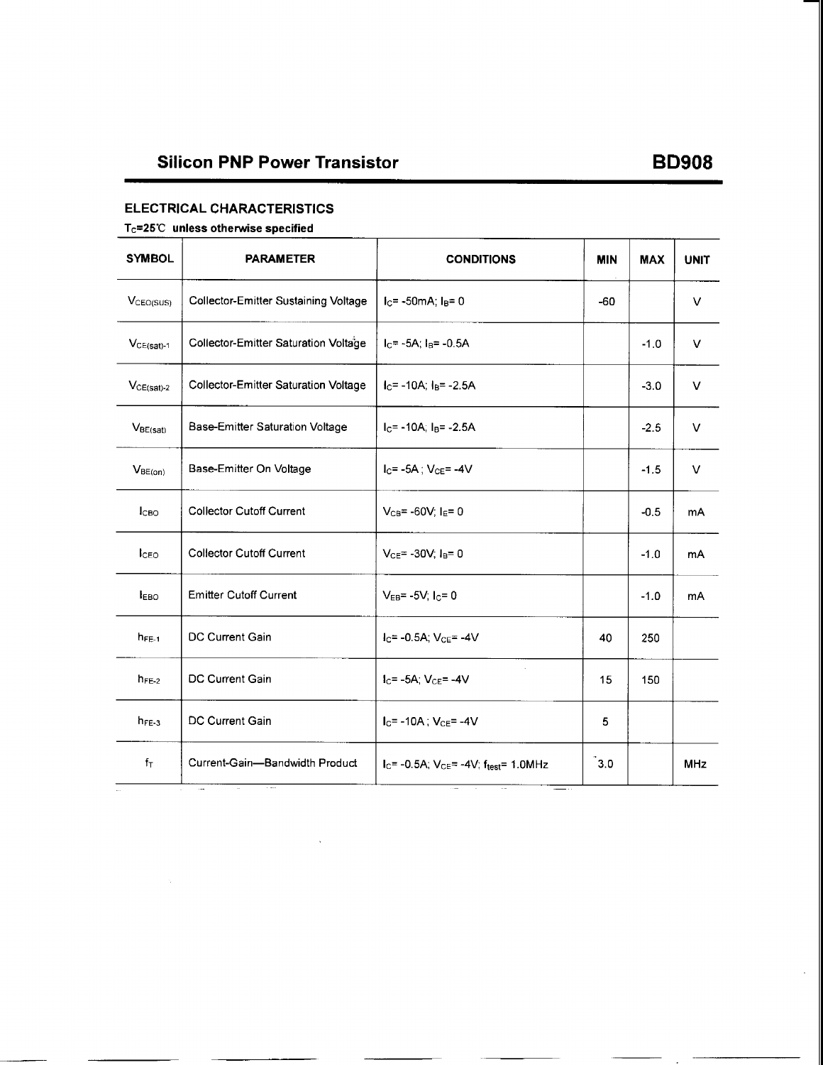## Silicon PNP Power Transistor — BD908

### ELECTRICAL CHARACTERISTICS

$T_C$=25℃ unless otherwise specified

| SYMBOL | PARAMETER | CONDITIONS | MIN | MAX | UNIT |
|---|---|---|---|---|---|
| $V_{CEO(SUS)}$ | Collector-Emitter Sustaining Voltage | $I_C$= -50mA; $I_B$= 0 | -60 | | V |
| $V_{CE(sat)-1}$ | Collector-Emitter Saturation Voltage | $I_C$= -5A; $I_B$= -0.5A | | -1.0 | V |
| $V_{CE(sat)-2}$ | Collector-Emitter Saturation Voltage | $I_C$= -10A; $I_B$= -2.5A | | -3.0 | V |
| $V_{BE(sat)}$ | Base-Emitter Saturation Voltage | $I_C$= -10A; $I_B$= -2.5A | | -2.5 | V |
| $V_{BE(on)}$ | Base-Emitter On Voltage | $I_C$= -5A ; $V_{CE}$= -4V | | -1.5 | V |
| $I_{CBO}$ | Collector Cutoff Current | $V_{CB}$= -60V; $I_E$= 0 | | -0.5 | mA |
| $I_{CEO}$ | Collector Cutoff Current | $V_{CE}$= -30V; $I_B$= 0 | | -1.0 | mA |
| $I_{EBO}$ | Emitter Cutoff Current | $V_{EB}$= -5V; $I_C$= 0 | | -1.0 | mA |
| $h_{FE-1}$ | DC Current Gain | $I_C$= -0.5A; $V_{CE}$= -4V | 40 | 250 | |
| $h_{FE-2}$ | DC Current Gain | $I_C$= -5A; $V_{CE}$= -4V | 15 | 150 | |
| $h_{FE-3}$ | DC Current Gain | $I_C$= -10A ; $V_{CE}$= -4V | 5 | | |
| $f_T$ | Current-Gain—Bandwidth Product | $I_C$= -0.5A; $V_{CE}$= -4V; $f_{test}$= 1.0MHz | 3.0 | | MHz |